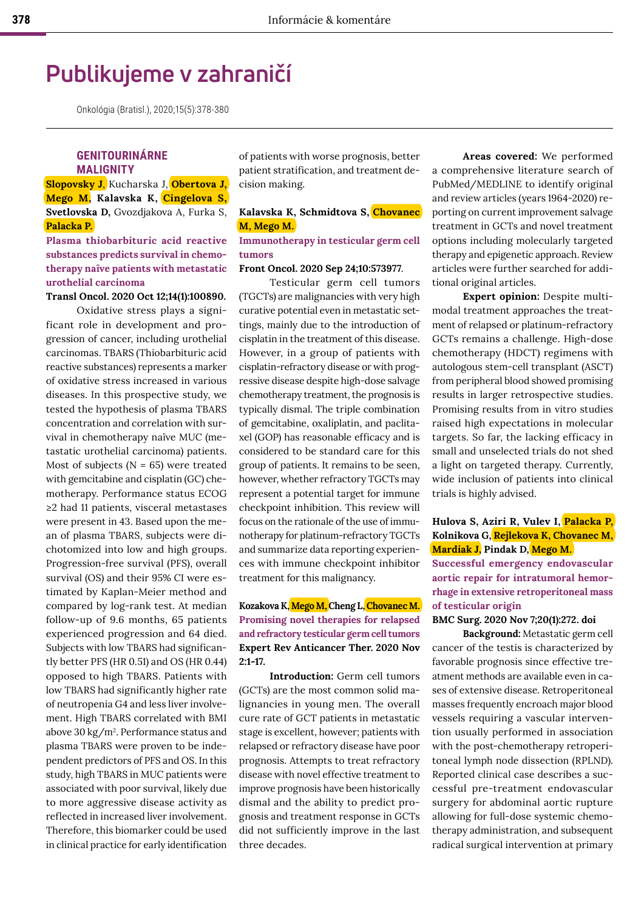# Publikujeme v zahraničí

Onkológia (Bratisl.), 2020;15(5):378-380

## GENITOURINÁRNE MALIGNITY

**Slopovsky J**, Kucharska J, **Obertova J**, **Mego M**, **Kalavska K**, **Cingelova S**, **Svetlovska D**, Gvozdjakova A, Furka S, **Palacka P.**

### Plasma thiobarbituric acid reactive substances predicts survival in chemotherapy naïve patients with metastatic urothelial carcinoma

**Transl Oncol. 2020 Oct 12;14(1):100890.**

Oxidative stress plays a significant role in development and progression of cancer, including urothelial carcinomas. TBARS (Thiobarbituric acid reactive substances) represents a marker of oxidative stress increased in various diseases. In this prospective study, we tested the hypothesis of plasma TBARS concentration and correlation with survival in chemotherapy naïve MUC (metastatic urothelial carcinoma) patients. Most of subjects (N = 65) were treated with gemcitabine and cisplatin (GC) chemotherapy. Performance status ECOG ≥2 had 11 patients, visceral metastases were present in 43. Based upon the mean of plasma TBARS, subjects were dichotomized into low and high groups. Progression-free survival (PFS), overall survival (OS) and their 95% CI were estimated by Kaplan-Meier method and compared by log-rank test. At median follow-up of 9.6 months, 65 patients experienced progression and 64 died. Subjects with low TBARS had significantly better PFS (HR 0.51) and OS (HR 0.44) opposed to high TBARS. Patients with low TBARS had significantly higher rate of neutropenia G4 and less liver involvement. High TBARS correlated with BMI above 30 kg/m$^2$. Performance status and plasma TBARS were proven to be independent predictors of PFS and OS. In this study, high TBARS in MUC patients were associated with poor survival, likely due to more aggressive disease activity as reflected in increased liver involvement. Therefore, this biomarker could be used in clinical practice for early identification of patients with worse prognosis, better patient stratification, and treatment decision making.

**Kalavska K**, **Schmidtova S**, **Chovanec M**, **Mego M.**

### Immunotherapy in testicular germ cell tumors

**Front Oncol. 2020 Sep 24;10:573977.**

Testicular germ cell tumors (TGCTs) are malignancies with very high curative potential even in metastatic settings, mainly due to the introduction of cisplatin in the treatment of this disease. However, in a group of patients with cisplatin-refractory disease or with progressive disease despite high-dose salvage chemotherapy treatment, the prognosis is typically dismal. The triple combination of gemcitabine, oxaliplatin, and paclitaxel (GOP) has reasonable efficacy and is considered to be standard care for this group of patients. It remains to be seen, however, whether refractory TGCTs may represent a potential target for immune checkpoint inhibition. This review will focus on the rationale of the use of immunotherapy for platinum-refractory TGCTs and summarize data reporting experiences with immune checkpoint inhibitor treatment for this malignancy.

**Kozakova K**, **Mego M**, **Cheng L**, **Chovanec M.**

### Promising novel therapies for relapsed and refractory testicular germ cell tumors

**Expert Rev Anticancer Ther. 2020 Nov 2:1-17.**

**Introduction:** Germ cell tumors (GCTs) are the most common solid malignancies in young men. The overall cure rate of GCT patients in metastatic stage is excellent, however; patients with relapsed or refractory disease have poor prognosis. Attempts to treat refractory disease with novel effective treatment to improve prognosis have been historically dismal and the ability to predict prognosis and treatment response in GCTs did not sufficiently improve in the last three decades.

**Areas covered:** We performed a comprehensive literature search of PubMed/MEDLINE to identify original and review articles (years 1964-2020) reporting on current improvement salvage treatment in GCTs and novel treatment options including molecularly targeted therapy and epigenetic approach. Review articles were further searched for additional original articles.

**Expert opinion:** Despite multimodal treatment approaches the treatment of relapsed or platinum-refractory GCTs remains a challenge. High-dose chemotherapy (HDCT) regimens with autologous stem-cell transplant (ASCT) from peripheral blood showed promising results in larger retrospective studies. Promising results from in vitro studies raised high expectations in molecular targets. So far, the lacking efficacy in small and unselected trials do not shed a light on targeted therapy. Currently, wide inclusion of patients into clinical trials is highly advised.

**Hulova S, Aziri R, Vulev I**, **Palacka P**, **Kolnikova G**, **Rejlekova K**, **Chovanec M**, **Mardiak J**, **Pindak D**, **Mego M.**

### Successful emergency endovascular aortic repair for intratumoral hemorrhage in extensive retroperitoneal mass of testicular origin

**BMC Surg. 2020 Nov 7;20(1):272. doi**

**Background:** Metastatic germ cell cancer of the testis is characterized by favorable prognosis since effective treatment methods are available even in cases of extensive disease. Retroperitoneal masses frequently encroach major blood vessels requiring a vascular intervention usually performed in association with the post-chemotherapy retroperitoneal lymph node dissection (RPLND). Reported clinical case describes a successful pre-treatment endovascular surgery for abdominal aortic rupture allowing for full-dose systemic chemotherapy administration, and subsequent radical surgical intervention at primary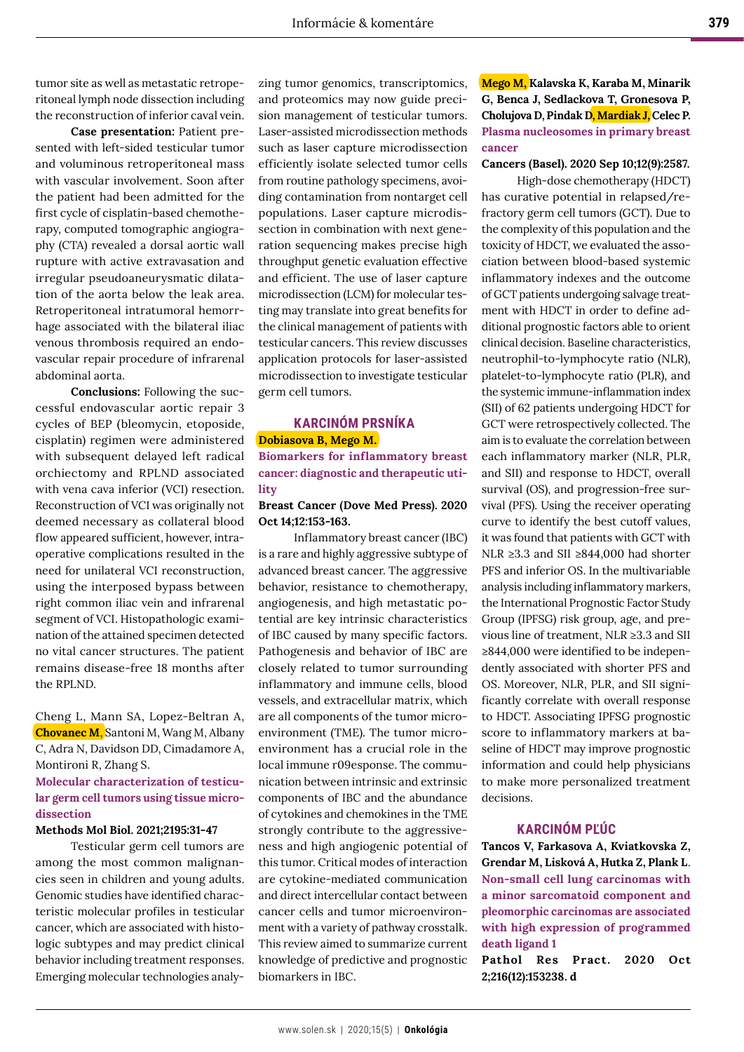tumor site as well as metastatic retroperitoneal lymph node dissection including the reconstruction of inferior caval vein.

**Case presentation:** Patient presented with left-sided testicular tumor and voluminous retroperitoneal mass with vascular involvement. Soon after the patient had been admitted for the first cycle of cisplatin-based chemotherapy, computed tomographic angiography (CTA) revealed a dorsal aortic wall rupture with active extravasation and irregular pseudoaneurysmatic dilatation of the aorta below the leak area. Retroperitoneal intratumoral hemorrhage associated with the bilateral iliac venous thrombosis required an endovascular repair procedure of infrarenal abdominal aorta.

**Conclusions:** Following the successful endovascular aortic repair 3 cycles of BEP (bleomycin, etoposide, cisplatin) regimen were administered with subsequent delayed left radical orchiectomy and RPLND associated with vena cava inferior (VCI) resection. Reconstruction of VCI was originally not deemed necessary as collateral blood flow appeared sufficient, however, intraoperative complications resulted in the need for unilateral VCI reconstruction, using the interposed bypass between right common iliac vein and infrarenal segment of VCI. Histopathologic examination of the attained specimen detected no vital cancer structures. The patient remains disease-free 18 months after the RPLND.

Cheng L, Mann SA, Lopez-Beltran A, **Chovanec M**, Santoni M, Wang M, Albany C, Adra N, Davidson DD, Cimadamore A, Montironi R, Zhang S.

**Molecular characterization of testicular germ cell tumors using tissue microdissection**

**Methods Mol Biol. 2021;2195:31-47**

Testicular germ cell tumors are among the most common malignancies seen in children and young adults. Genomic studies have identified characteristic molecular profiles in testicular cancer, which are associated with histologic subtypes and may predict clinical behavior including treatment responses. Emerging molecular technologies analyzing tumor genomics, transcriptomics, and proteomics may now guide precision management of testicular tumors. Laser-assisted microdissection methods such as laser capture microdissection efficiently isolate selected tumor cells from routine pathology specimens, avoiding contamination from nontarget cell populations. Laser capture microdissection in combination with next generation sequencing makes precise high throughput genetic evaluation effective and efficient. The use of laser capture microdissection (LCM) for molecular testing may translate into great benefits for the clinical management of patients with testicular cancers. This review discusses application protocols for laser-assisted microdissection to investigate testicular germ cell tumors.

## KARCINÓM PRSNÍKA

**Dobiasova B, Mego M.**

**Biomarkers for inflammatory breast cancer: diagnostic and therapeutic utility**

**Breast Cancer (Dove Med Press). 2020 Oct 14;12:153-163.**

Inflammatory breast cancer (IBC) is a rare and highly aggressive subtype of advanced breast cancer. The aggressive behavior, resistance to chemotherapy, angiogenesis, and high metastatic potential are key intrinsic characteristics of IBC caused by many specific factors. Pathogenesis and behavior of IBC are closely related to tumor surrounding inflammatory and immune cells, blood vessels, and extracellular matrix, which are all components of the tumor microenvironment (TME). The tumor microenvironment has a crucial role in the local immune r09esponse. The communication between intrinsic and extrinsic components of IBC and the abundance of cytokines and chemokines in the TME strongly contribute to the aggressiveness and high angiogenic potential of this tumor. Critical modes of interaction are cytokine-mediated communication and direct intercellular contact between cancer cells and tumor microenvironment with a variety of pathway crosstalk. This review aimed to summarize current knowledge of predictive and prognostic biomarkers in IBC.

**Mego M, Kalavska K, Karaba M, Minarik G, Benca J, Sedlackova T, Gronesova P, Cholujova D, Pindak D, Mardiak J, Celec P.**

**Plasma nucleosomes in primary breast cancer**

**Cancers (Basel). 2020 Sep 10;12(9):2587.**

High-dose chemotherapy (HDCT) has curative potential in relapsed/refractory germ cell tumors (GCT). Due to the complexity of this population and the toxicity of HDCT, we evaluated the association between blood-based systemic inflammatory indexes and the outcome of GCT patients undergoing salvage treatment with HDCT in order to define additional prognostic factors able to orient clinical decision. Baseline characteristics, neutrophil-to-lymphocyte ratio (NLR), platelet-to-lymphocyte ratio (PLR), and the systemic immune-inflammation index (SII) of 62 patients undergoing HDCT for GCT were retrospectively collected. The aim is to evaluate the correlation between each inflammatory marker (NLR, PLR, and SII) and response to HDCT, overall survival (OS), and progression-free survival (PFS). Using the receiver operating curve to identify the best cutoff values, it was found that patients with GCT with NLR ≥3.3 and SII ≥844,000 had shorter PFS and inferior OS. In the multivariable analysis including inflammatory markers, the International Prognostic Factor Study Group (IPFSG) risk group, age, and previous line of treatment, NLR ≥3.3 and SII ≥844,000 were identified to be independently associated with shorter PFS and OS. Moreover, NLR, PLR, and SII significantly correlate with overall response to HDCT. Associating IPFSG prognostic score to inflammatory markers at baseline of HDCT may improve prognostic information and could help physicians to make more personalized treatment decisions.

## KARCINÓM PĽÚC

**Tancos V, Farkasova A, Kviatkovska Z, Grendar M, Lisková A, Hutka Z, Plank L.**

**Non-small cell lung carcinomas with a minor sarcomatoid component and pleomorphic carcinomas are associated with high expression of programmed death ligand 1**

**Pathol Res Pract. 2020 Oct 2;216(12):153238. d**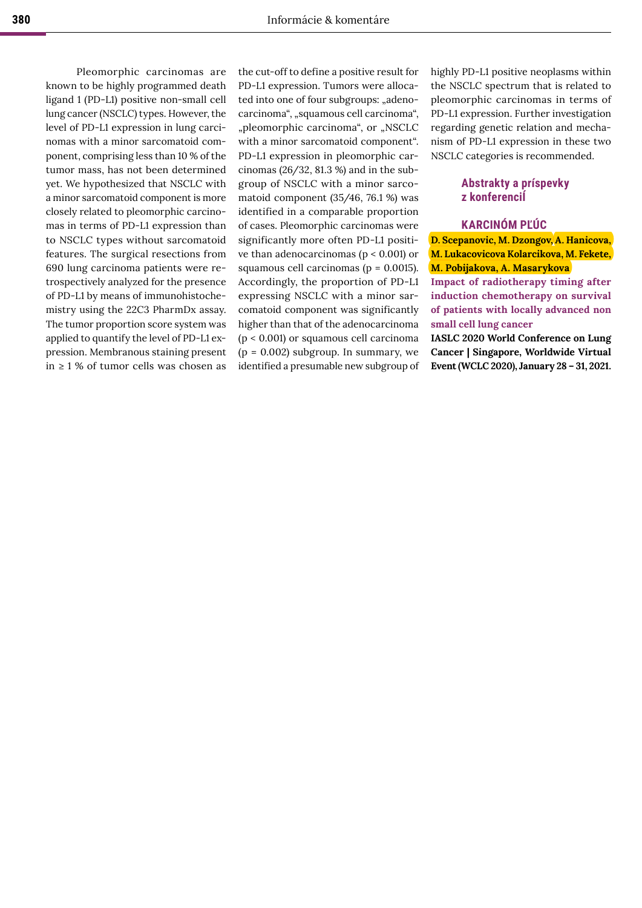Pleomorphic carcinomas are known to be highly programmed death ligand 1 (PD-L1) positive non-small cell lung cancer (NSCLC) types. However, the level of PD-L1 expression in lung carcinomas with a minor sarcomatoid component, comprising less than 10 % of the tumor mass, has not been determined yet. We hypothesized that NSCLC with a minor sarcomatoid component is more closely related to pleomorphic carcinomas in terms of PD-L1 expression than to NSCLC types without sarcomatoid features. The surgical resections from 690 lung carcinoma patients were retrospectively analyzed for the presence of PD-L1 by means of immunohistochemistry using the 22C3 PharmDx assay. The tumor proportion score system was applied to quantify the level of PD-L1 expression. Membranous staining present in ≥ 1 % of tumor cells was chosen as the cut-off to define a positive result for PD-L1 expression. Tumors were allocated into one of four subgroups: „adenocarcinoma“, „squamous cell carcinoma“, „pleomorphic carcinoma“, or „NSCLC with a minor sarcomatoid component“. PD-L1 expression in pleomorphic carcinomas (26/32, 81.3 %) and in the subgroup of NSCLC with a minor sarcomatoid component (35/46, 76.1 %) was identified in a comparable proportion of cases. Pleomorphic carcinomas were significantly more often PD-L1 positive than adenocarcinomas ($p < 0.001$) or squamous cell carcinomas ($p = 0.0015$). Accordingly, the proportion of PD-L1 expressing NSCLC with a minor sarcomatoid component was significantly higher than that of the adenocarcinoma ($p < 0.001$) or squamous cell carcinoma ($p = 0.002$) subgroup. In summary, we identified a presumable new subgroup of highly PD-L1 positive neoplasms within the NSCLC spectrum that is related to pleomorphic carcinomas in terms of PD-L1 expression. Further investigation regarding genetic relation and mechanism of PD-L1 expression in these two NSCLC categories is recommended.

## Abstrakty a príspevky z konferencií

### KARCINÓM PĽÚC

**D. Scepanovic, M. Dzongov, A. Hanicova, M. Lukacovicova Kolarcikova, M. Fekete, M. Pobijakova, A. Masarykova**

**Impact of radiotherapy timing after induction chemotherapy on survival of patients with locally advanced non small cell lung cancer**

**IASLC 2020 World Conference on Lung Cancer | Singapore, Worldwide Virtual Event (WCLC 2020), January 28 – 31, 2021.**